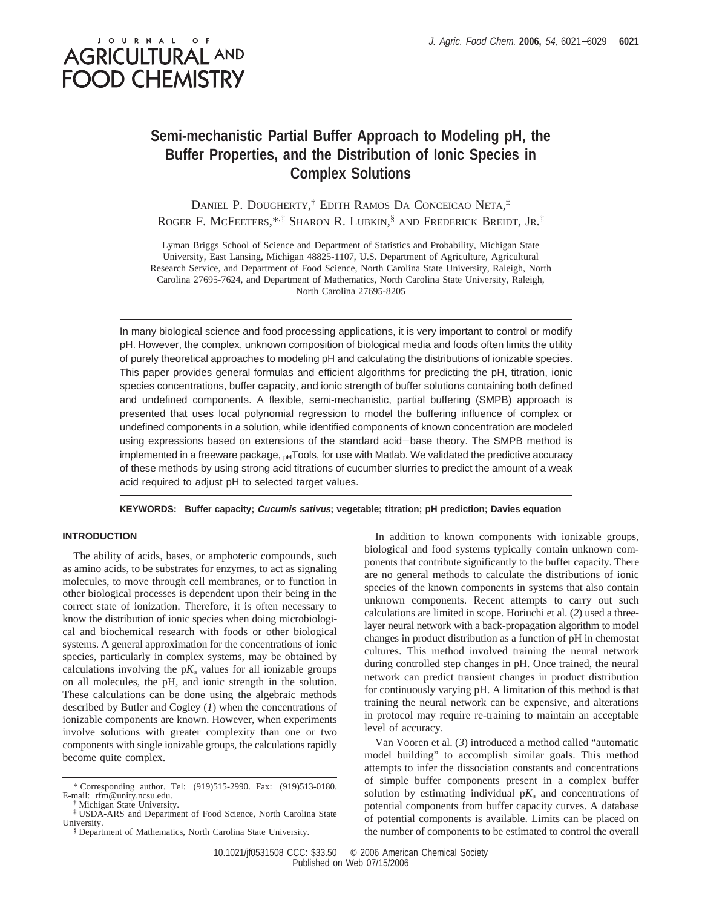# Semi-mechanistic Partial Buffer Approach to Modeling pH, the Buffer Properties, and the Distribution of Ionic Species in Complex Solutions

Daniel P. Dougherty,[†] Edith Ramos da Conceicao Neta,[‡] Roger F. McFeeters,*[,‡] Sharon R. Lubkin,[§] and Frederick Breidt, Jr.[‡]

Lyman Briggs School of Science and Department of Statistics and Probability, Michigan State University, East Lansing, Michigan 48825-1107, U.S. Department of Agriculture, Agricultural Research Service, and Department of Food Science, North Carolina State University, Raleigh, North Carolina 27695-7624, and Department of Mathematics, North Carolina State University, Raleigh, North Carolina 27695-8205

In many biological science and food processing applications, it is very important to control or modify pH. However, the complex, unknown composition of biological media and foods often limits the utility of purely theoretical approaches to modeling pH and calculating the distributions of ionizable species. This paper provides general formulas and efficient algorithms for predicting the pH, titration, ionic species concentrations, buffer capacity, and ionic strength of buffer solutions containing both defined and undefined components. A flexible, semi-mechanistic, partial buffering (SMPB) approach is presented that uses local polynomial regression to model the buffering influence of complex or undefined components in a solution, while identified components of known concentration are modeled using expressions based on extensions of the standard acid−base theory. The SMPB method is implemented in a freeware package, $_{\mathrm{pH}}$Tools, for use with Matlab. We validated the predictive accuracy of these methods by using strong acid titrations of cucumber slurries to predict the amount of a weak acid required to adjust pH to selected target values.

**KEYWORDS: Buffer capacity; *Cucumis sativus*; vegetable; titration; pH prediction; Davies equation**

## INTRODUCTION

The ability of acids, bases, or amphoteric compounds, such as amino acids, to be substrates for enzymes, to act as signaling molecules, to move through cell membranes, or to function in other biological processes is dependent upon their being in the correct state of ionization. Therefore, it is often necessary to know the distribution of ionic species when doing microbiological and biochemical research with foods or other biological systems. A general approximation for the concentrations of ionic species, particularly in complex systems, may be obtained by calculations involving the p$K_a$ values for all ionizable groups on all molecules, the pH, and ionic strength in the solution. These calculations can be done using the algebraic methods described by Butler and Cogley (*1*) when the concentrations of ionizable components are known. However, when experiments involve solutions with greater complexity than one or two components with single ionizable groups, the calculations rapidly become quite complex.

In addition to known components with ionizable groups, biological and food systems typically contain unknown components that contribute significantly to the buffer capacity. There are no general methods to calculate the distributions of ionic species of the known components in systems that also contain unknown components. Recent attempts to carry out such calculations are limited in scope. Horiuchi et al. (*2*) used a three-layer neural network with a back-propagation algorithm to model changes in product distribution as a function of pH in chemostat cultures. This method involved training the neural network during controlled step changes in pH. Once trained, the neural network can predict transient changes in product distribution for continuously varying pH. A limitation of this method is that training the neural network can be expensive, and alterations in protocol may require re-training to maintain an acceptable level of accuracy.

Van Vooren et al. (*3*) introduced a method called "automatic model building" to accomplish similar goals. This method attempts to infer the dissociation constants and concentrations of simple buffer components present in a complex buffer solution by estimating individual p$K_a$ and concentrations of potential components from buffer capacity curves. A database of potential components is available. Limits can be placed on the number of components to be estimated to control the overall

\* Corresponding author. Tel: (919)515-2990. Fax: (919)513-0180. E-mail: rfm@unity.ncsu.edu.

[†] Michigan State University.

[‡] USDA-ARS and Department of Food Science, North Carolina State University.

[§] Department of Mathematics, North Carolina State University.

10.1021/jf0531508 CCC: $33.50 © 2006 American Chemical Society
Published on Web 07/15/2006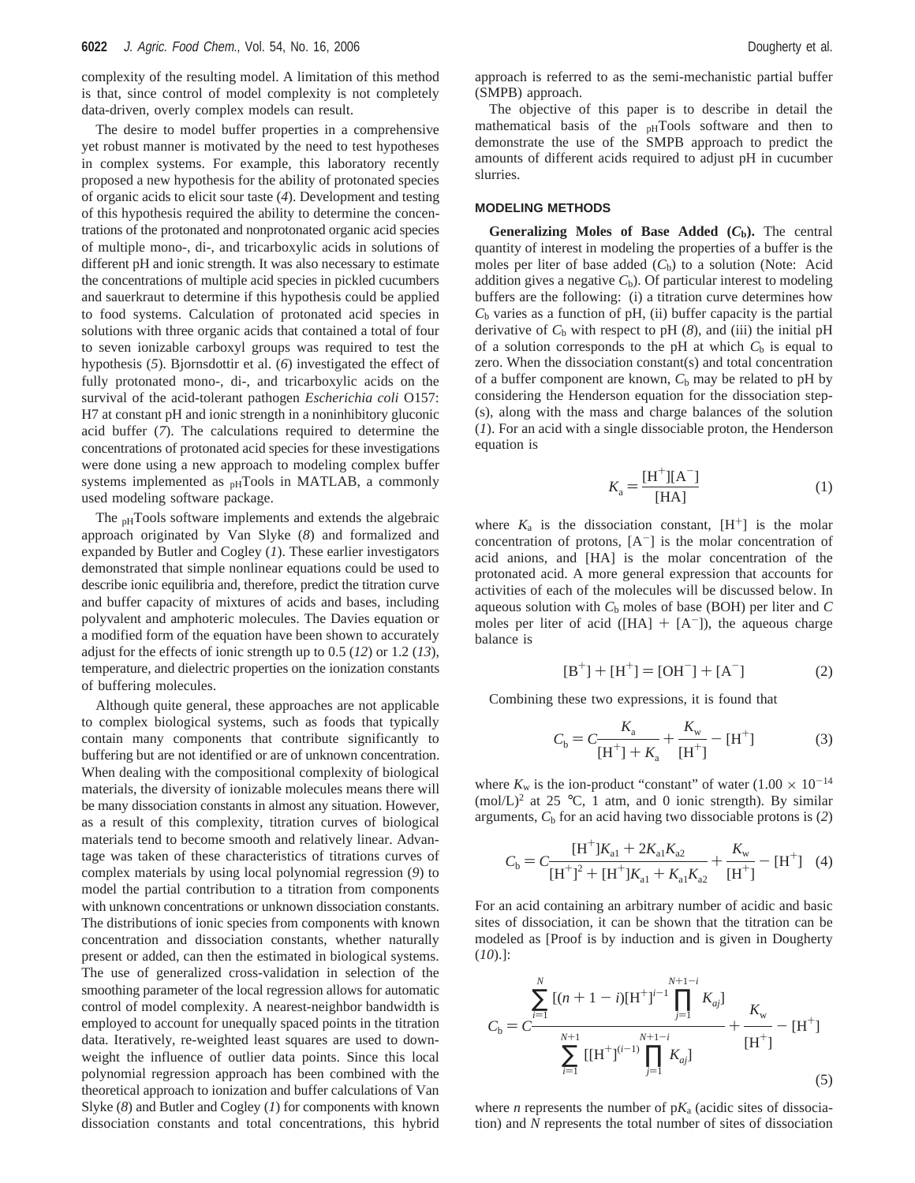complexity of the resulting model. A limitation of this method is that, since control of model complexity is not completely data-driven, overly complex models can result.

The desire to model buffer properties in a comprehensive yet robust manner is motivated by the need to test hypotheses in complex systems. For example, this laboratory recently proposed a new hypothesis for the ability of protonated species of organic acids to elicit sour taste (*4*). Development and testing of this hypothesis required the ability to determine the concentrations of the protonated and nonprotonated organic acid species of multiple mono-, di-, and tricarboxylic acids in solutions of different pH and ionic strength. It was also necessary to estimate the concentrations of multiple acid species in pickled cucumbers and sauerkraut to determine if this hypothesis could be applied to food systems. Calculation of protonated acid species in solutions with three organic acids that contained a total of four to seven ionizable carboxyl groups was required to test the hypothesis (*5*). Bjornsdottir et al. (*6*) investigated the effect of fully protonated mono-, di-, and tricarboxylic acids on the survival of the acid-tolerant pathogen *Escherichia coli* O157:H7 at constant pH and ionic strength in a noninhibitory gluconic acid buffer (*7*). The calculations required to determine the concentrations of protonated acid species for these investigations were done using a new approach to modeling complex buffer systems implemented as $_{\text{pH}}$Tools in MATLAB, a commonly used modeling software package.

The $_{\text{pH}}$Tools software implements and extends the algebraic approach originated by Van Slyke (*8*) and formalized and expanded by Butler and Cogley (*1*). These earlier investigators demonstrated that simple nonlinear equations could be used to describe ionic equilibria and, therefore, predict the titration curve and buffer capacity of mixtures of acids and bases, including polyvalent and amphoteric molecules. The Davies equation or a modified form of the equation have been shown to accurately adjust for the effects of ionic strength up to 0.5 (*12*) or 1.2 (*13*), temperature, and dielectric properties on the ionization constants of buffering molecules.

Although quite general, these approaches are not applicable to complex biological systems, such as foods that typically contain many components that contribute significantly to buffering but are not identified or are of unknown concentration. When dealing with the compositional complexity of biological materials, the diversity of ionizable molecules means there will be many dissociation constants in almost any situation. However, as a result of this complexity, titration curves of biological materials tend to become smooth and relatively linear. Advantage was taken of these characteristics of titrations curves of complex materials by using local polynomial regression (*9*) to model the partial contribution to a titration from components with unknown concentrations or unknown dissociation constants. The distributions of ionic species from components with known concentration and dissociation constants, whether naturally present or added, can then the estimated in biological systems. The use of generalized cross-validation in selection of the smoothing parameter of the local regression allows for automatic control of model complexity. A nearest-neighbor bandwidth is employed to account for unequally spaced points in the titration data. Iteratively, re-weighted least squares are used to down-weight the influence of outlier data points. Since this local polynomial regression approach has been combined with the theoretical approach to ionization and buffer calculations of Van Slyke (*8*) and Butler and Cogley (*1*) for components with known dissociation constants and total concentrations, this hybrid approach is referred to as the semi-mechanistic partial buffer (SMPB) approach.

The objective of this paper is to describe in detail the mathematical basis of the $_{\text{pH}}$Tools software and then to demonstrate the use of the SMPB approach to predict the amounts of different acids required to adjust pH in cucumber slurries.

## MODELING METHODS

**Generalizing Moles of Base Added ($C_b$).** The central quantity of interest in modeling the properties of a buffer is the moles per liter of base added ($C_b$) to a solution (Note: Acid addition gives a negative $C_b$). Of particular interest to modeling buffers are the following: (i) a titration curve determines how $C_b$ varies as a function of pH, (ii) buffer capacity is the partial derivative of $C_b$ with respect to pH (*8*), and (iii) the initial pH of a solution corresponds to the pH at which $C_b$ is equal to zero. When the dissociation constant(s) and total concentration of a buffer component are known, $C_b$ may be related to pH by considering the Henderson equation for the dissociation step(s), along with the mass and charge balances of the solution (*1*). For an acid with a single dissociable proton, the Henderson equation is

$$K_a = \frac{[H^+][A^-]}{[HA]} \tag{1}$$

where $K_a$ is the dissociation constant, $[H^+]$ is the molar concentration of protons, $[A^-]$ is the molar concentration of acid anions, and [HA] is the molar concentration of the protonated acid. A more general expression that accounts for activities of each of the molecules will be discussed below. In aqueous solution with $C_b$ moles of base (BOH) per liter and $C$ moles per liter of acid ($[HA] + [A^-]$), the aqueous charge balance is

$$[B^+] + [H^+] = [OH^-] + [A^-] \tag{2}$$

Combining these two expressions, it is found that

$$C_b = C\frac{K_a}{[H^+] + K_a} + \frac{K_w}{[H^+]} - [H^+] \tag{3}$$

where $K_w$ is the ion-product "constant" of water ($1.00 \times 10^{-14}$ $(\text{mol/L})^2$ at 25 °C, 1 atm, and 0 ionic strength). By similar arguments, $C_b$ for an acid having two dissociable protons is (*2*)

$$C_b = C\frac{[H^+]K_{a1} + 2K_{a1}K_{a2}}{[H^+]^2 + [H^+]K_{a1} + K_{a1}K_{a2}} + \frac{K_w}{[H^+]} - [H^+] \tag{4}$$

For an acid containing an arbitrary number of acidic and basic sites of dissociation, it can be shown that the titration can be modeled as [Proof is by induction and is given in Dougherty (*10*).]:

$$C_b = C\frac{\sum_{i=1}^{N} [(n + 1 - i)[H^+]^{i-1} \prod_{j=1}^{N+1-i} K_{aj}]}{\sum_{i=1}^{N+1} [[H^+]^{(i-1)} \prod_{j=1}^{N+1-i} K_{aj}]} + \frac{K_w}{[H^+]} - [H^+] \tag{5}$$

where $n$ represents the number of p$K_a$ (acidic sites of dissociation) and $N$ represents the total number of sites of dissociation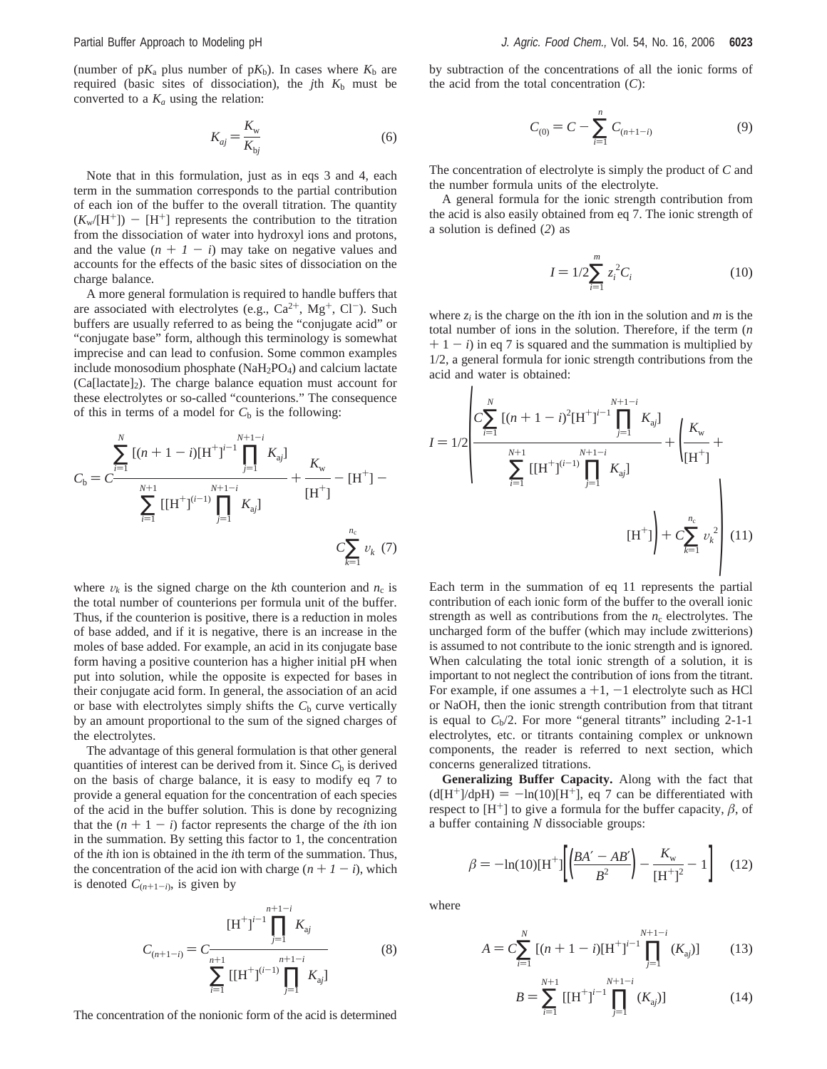(number of $pK_a$ plus number of $pK_b$). In cases where $K_b$ are required (basic sites of dissociation), the $j$th $K_b$ must be converted to a $K_a$ using the relation:

$$K_{aj} = \frac{K_w}{K_{bj}} \quad (6)$$

Note that in this formulation, just as in eqs 3 and 4, each term in the summation corresponds to the partial contribution of each ion of the buffer to the overall titration. The quantity $(K_w/[H^+]) - [H^+]$ represents the contribution to the titration from the dissociation of water into hydroxyl ions and protons, and the value $(n + 1 - i)$ may take on negative values and accounts for the effects of the basic sites of dissociation on the charge balance.

A more general formulation is required to handle buffers that are associated with electrolytes (e.g., $Ca^{2+}$, $Mg^{+}$, $Cl^{-}$). Such buffers are usually referred to as being the "conjugate acid" or "conjugate base" form, although this terminology is somewhat imprecise and can lead to confusion. Some common examples include monosodium phosphate ($NaH_2PO_4$) and calcium lactate ($Ca[lactate]_2$). The charge balance equation must account for these electrolytes or so-called "counterions." The consequence of this in terms of a model for $C_b$ is the following:

$$C_b = C\frac{\sum_{i=1}^{N}\left[(n+1-i)[H^+]^{i-1}\prod_{j=1}^{N+1-i}K_{aj}\right]}{\sum_{i=1}^{N+1}\left[[H^+]^{(i-1)}\prod_{j=1}^{N+1-i}K_{aj}\right]} + \frac{K_w}{[H^+]} - [H^+] - C\sum_{k=1}^{n_c}\upsilon_k \quad (7)$$

where $\upsilon_k$ is the signed charge on the $k$th counterion and $n_c$ is the total number of counterions per formula unit of the buffer. Thus, if the counterion is positive, there is a reduction in moles of base added, and if it is negative, there is an increase in the moles of base added. For example, an acid in its conjugate base form having a positive counterion has a higher initial pH when put into solution, while the opposite is expected for bases in their conjugate acid form. In general, the association of an acid or base with electrolytes simply shifts the $C_b$ curve vertically by an amount proportional to the sum of the signed charges of the electrolytes.

The advantage of this general formulation is that other general quantities of interest can be derived from it. Since $C_b$ is derived on the basis of charge balance, it is easy to modify eq 7 to provide a general equation for the concentration of each species of the acid in the buffer solution. This is done by recognizing that the $(n + 1 - i)$ factor represents the charge of the $i$th ion in the summation. By setting this factor to 1, the concentration of the $i$th ion is obtained in the $i$th term of the summation. Thus, the concentration of the acid ion with charge $(n + 1 - i)$, which is denoted $C_{(n+1-i)}$, is given by

$$C_{(n+1-i)} = C\frac{[H^+]^{i-1}\prod_{j=1}^{n+1-i}K_{aj}}{\sum_{i=1}^{n+1}\left[[H^+]^{(i-1)}\prod_{j=1}^{n+1-i}K_{aj}\right]} \quad (8)$$

The concentration of the nonionic form of the acid is determined by subtraction of the concentrations of all the ionic forms of the acid from the total concentration ($C$):

$$C_{(0)} = C - \sum_{i=1}^{n} C_{(n+1-i)} \quad (9)$$

The concentration of electrolyte is simply the product of $C$ and the number formula units of the electrolyte.

A general formula for the ionic strength contribution from the acid is also easily obtained from eq 7. The ionic strength of a solution is defined (*2*) as

$$I = 1/2\sum_{i=1}^{m} z_i^2 C_i \quad (10)$$

where $z_i$ is the charge on the $i$th ion in the solution and $m$ is the total number of ions in the solution. Therefore, if the term $(n + 1 - i)$ in eq 7 is squared and the summation is multiplied by 1/2, a general formula for ionic strength contributions from the acid and water is obtained:

$$I = 1/2\left(C\frac{\sum_{i=1}^{N}\left[(n+1-i)^2[H^+]^{i-1}\prod_{j=1}^{N+1-i}K_{aj}\right]}{\sum_{i=1}^{N+1}\left[[H^+]^{(i-1)}\prod_{j=1}^{N+1-i}K_{aj}\right]} + \left(\frac{K_w}{[H^+]} + [H^+]\right) + C\sum_{k=1}^{n_c}\upsilon_k^2\right) \quad (11)$$

Each term in the summation of eq 11 represents the partial contribution of each ionic form of the buffer to the overall ionic strength as well as contributions from the $n_c$ electrolytes. The uncharged form of the buffer (which may include zwitterions) is assumed to not contribute to the ionic strength and is ignored. When calculating the total ionic strength of a solution, it is important to not neglect the contribution of ions from the titrant. For example, if one assumes a +1, −1 electrolyte such as HCl or NaOH, then the ionic strength contribution from that titrant is equal to $C_b/2$. For more "general titrants" including 2-1-1 electrolytes, etc. or titrants containing complex or unknown components, the reader is referred to next section, which concerns generalized titrations.

**Generalizing Buffer Capacity.** Along with the fact that $(d[H^+]/dpH) = -\ln(10)[H^+]$, eq 7 can be differentiated with respect to $[H^+]$ to give a formula for the buffer capacity, $\beta$, of a buffer containing $N$ dissociable groups:

$$\beta = -\ln(10)[H^+]\left[\left(\frac{BA' - AB'}{B^2}\right) - \frac{K_w}{[H^+]^2} - 1\right] \quad (12)$$

where

$$A = C\sum_{i=1}^{N}\left[(n+1-i)[H^+]^{i-1}\prod_{j=1}^{N+1-i}(K_{aj})\right] \quad (13)$$

$$B = \sum_{i=1}^{N+1}\left[[H^+]^{i-1}\prod_{j=1}^{N+1-i}(K_{aj})\right] \quad (14)$$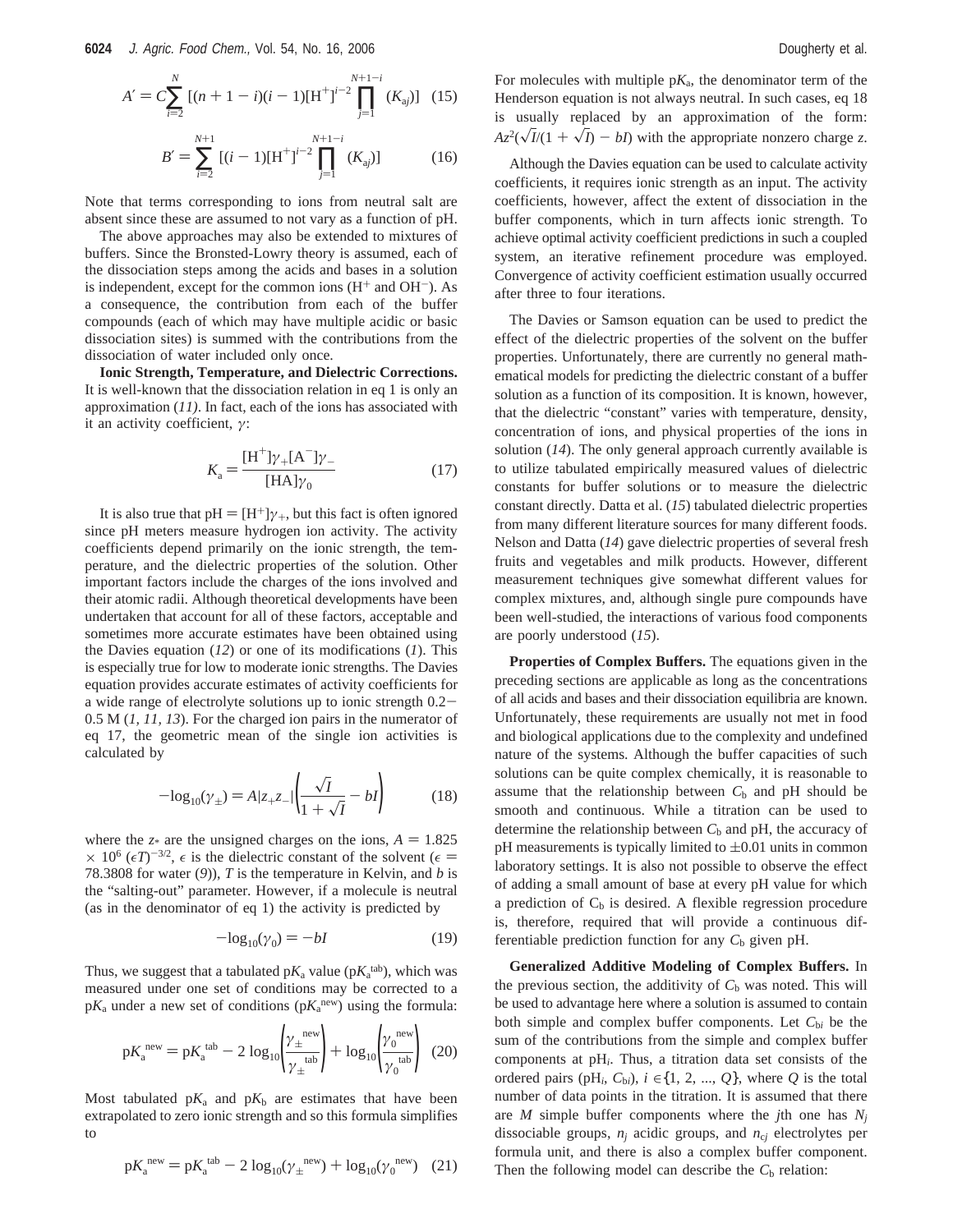$$A' = C\sum_{i=2}^{N}[(n+1-i)(i-1)[\mathrm{H}^+]^{i-2}\prod_{j=1}^{N+1-i}(K_{aj})] \quad (15)$$

$$B' = \sum_{i=2}^{N+1}[(i-1)[\mathrm{H}^+]^{i-2}\prod_{j=1}^{N+1-i}(K_{aj})] \quad (16)$$

Note that terms corresponding to ions from neutral salt are absent since these are assumed to not vary as a function of pH.

The above approaches may also be extended to mixtures of buffers. Since the Bronsted-Lowry theory is assumed, each of the dissociation steps among the acids and bases in a solution is independent, except for the common ions ($H^+$ and $OH^-$). As a consequence, the contribution from each of the buffer compounds (each of which may have multiple acidic or basic dissociation sites) is summed with the contributions from the dissociation of water included only once.

**Ionic Strength, Temperature, and Dielectric Corrections.** It is well-known that the dissociation relation in eq 1 is only an approximation (*11*). In fact, each of the ions has associated with it an activity coefficient, $\gamma$:

$$K_a = \frac{[\mathrm{H}^+]\gamma_+[\mathrm{A}^-]\gamma_-}{[\mathrm{HA}]\gamma_0} \quad (17)$$

It is also true that pH = $[\mathrm{H}^+]\gamma_+$, but this fact is often ignored since pH meters measure hydrogen ion activity. The activity coefficients depend primarily on the ionic strength, the temperature, and the dielectric properties of the solution. Other important factors include the charges of the ions involved and their atomic radii. Although theoretical developments have been undertaken that account for all of these factors, acceptable and sometimes more accurate estimates have been obtained using the Davies equation (*12*) or one of its modifications (*1*). This is especially true for low to moderate ionic strengths. The Davies equation provides accurate estimates of activity coefficients for a wide range of electrolyte solutions up to ionic strength 0.2–0.5 M (*1, 11, 13*). For the charged ion pairs in the numerator of eq 17, the geometric mean of the single ion activities is calculated by

$$-\log_{10}(\gamma_\pm) = A|z_+z_-|\left(\frac{\sqrt{I}}{1+\sqrt{I}} - bI\right) \quad (18)$$

where the $z_*$ are the unsigned charges on the ions, $A = 1.825 \times 10^6\,(\epsilon T)^{-3/2}$, $\epsilon$ is the dielectric constant of the solvent ($\epsilon$ = 78.3808 for water (*9*)), $T$ is the temperature in Kelvin, and $b$ is the "salting-out" parameter. However, if a molecule is neutral (as in the denominator of eq 1) the activity is predicted by

$$-\log_{10}(\gamma_0) = -bI \quad (19)$$

Thus, we suggest that a tabulated p$K_a$ value (p$K_a^{\mathrm{tab}}$), which was measured under one set of conditions may be corrected to a p$K_a$ under a new set of conditions (p$K_a^{\mathrm{new}}$) using the formula:

$$\mathrm{p}K_a^{\mathrm{new}} = \mathrm{p}K_a^{\mathrm{tab}} - 2\log_{10}\left(\frac{\gamma_\pm^{\mathrm{new}}}{\gamma_\pm^{\mathrm{tab}}}\right) + \log_{10}\left(\frac{\gamma_0^{\mathrm{new}}}{\gamma_0^{\mathrm{tab}}}\right) \quad (20)$$

Most tabulated p$K_a$ and p$K_b$ are estimates that have been extrapolated to zero ionic strength and so this formula simplifies to

$$\mathrm{p}K_a^{\mathrm{new}} = \mathrm{p}K_a^{\mathrm{tab}} - 2\log_{10}(\gamma_\pm^{\mathrm{new}}) + \log_{10}(\gamma_0^{\mathrm{new}}) \quad (21)$$

For molecules with multiple p$K_a$, the denominator term of the Henderson equation is not always neutral. In such cases, eq 18 is usually replaced by an approximation of the form: $Az^2(\sqrt{I}/(1+\sqrt{I}) - bI)$ with the appropriate nonzero charge $z$.

Although the Davies equation can be used to calculate activity coefficients, it requires ionic strength as an input. The activity coefficients, however, affect the extent of dissociation in the buffer components, which in turn affects ionic strength. To achieve optimal activity coefficient predictions in such a coupled system, an iterative refinement procedure was employed. Convergence of activity coefficient estimation usually occurred after three to four iterations.

The Davies or Samson equation can be used to predict the effect of the dielectric properties of the solvent on the buffer properties. Unfortunately, there are currently no general mathematical models for predicting the dielectric constant of a buffer solution as a function of its composition. It is known, however, that the dielectric "constant" varies with temperature, density, concentration of ions, and physical properties of the ions in solution (*14*). The only general approach currently available is to utilize tabulated empirically measured values of dielectric constants for buffer solutions or to measure the dielectric constant directly. Datta et al. (*15*) tabulated dielectric properties from many different literature sources for many different foods. Nelson and Datta (*14*) gave dielectric properties of several fresh fruits and vegetables and milk products. However, different measurement techniques give somewhat different values for complex mixtures, and, although single pure compounds have been well-studied, the interactions of various food components are poorly understood (*15*).

**Properties of Complex Buffers.** The equations given in the preceding sections are applicable as long as the concentrations of all acids and bases and their dissociation equilibria are known. Unfortunately, these requirements are usually not met in food and biological applications due to the complexity and undefined nature of the systems. Although the buffer capacities of such solutions can be quite complex chemically, it is reasonable to assume that the relationship between $C_b$ and pH should be smooth and continuous. While a titration can be used to determine the relationship between $C_b$ and pH, the accuracy of pH measurements is typically limited to ±0.01 units in common laboratory settings. It is also not possible to observe the effect of adding a small amount of base at every pH value for which a prediction of $C_b$ is desired. A flexible regression procedure is, therefore, required that will provide a continuous differentiable prediction function for any $C_b$ given pH.

**Generalized Additive Modeling of Complex Buffers.** In the previous section, the additivity of $C_b$ was noted. This will be used to advantage here where a solution is assumed to contain both simple and complex buffer components. Let $C_{bi}$ be the sum of the contributions from the simple and complex buffer components at pH$_i$. Thus, a titration data set consists of the ordered pairs (pH$_i$, $C_{bi}$), $i \in \{1, 2, ..., Q\}$, where $Q$ is the total number of data points in the titration. It is assumed that there are $M$ simple buffer components where the $j$th one has $N_j$ dissociable groups, $n_j$ acidic groups, and $n_{cj}$ electrolytes per formula unit, and there is also a complex buffer component. Then the following model can describe the $C_b$ relation: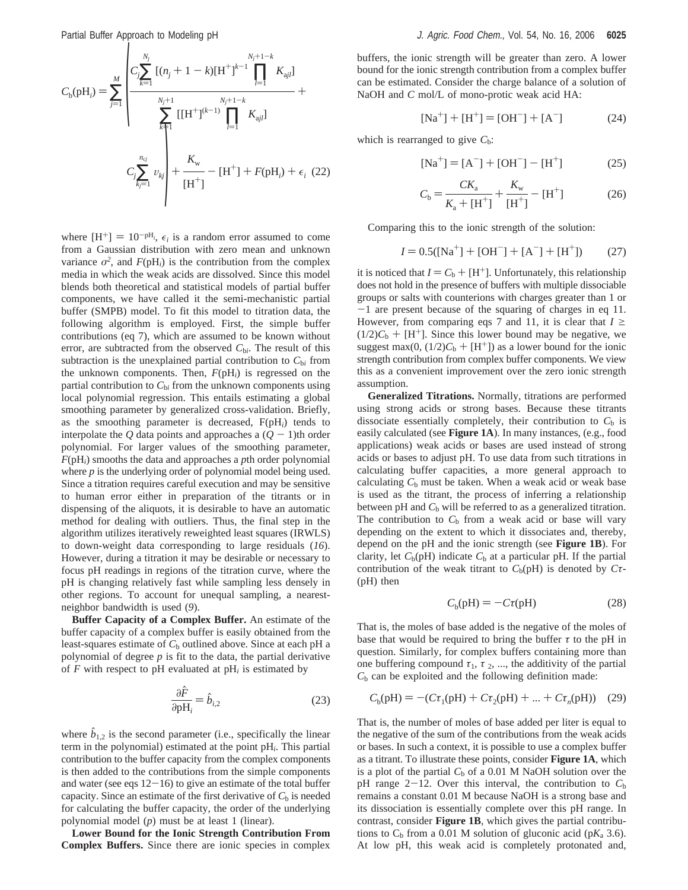$$C_b(\mathrm{pH}_i) = \sum_{j=1}^{M} \left( \frac{C_j \sum_{k=1}^{N_j} [(n_j + 1 - k)[\mathrm{H}^+]^{k-1} \prod_{l=1}^{N_j+1-k} K_{ajl}]}{\sum_{k=1}^{N_j+1} [[\mathrm{H}^+]^{(k-1)} \prod_{l=1}^{N_j+1-k} K_{ajl}]} + C_j \sum_{k_j=1}^{n_{cj}} v_{kj} \right) + \frac{K_w}{[\mathrm{H}^+]} - [\mathrm{H}^+] + F(\mathrm{pH}_i) + \epsilon_i \quad (22)$$

where $[\mathrm{H}^+] = 10^{-\mathrm{pH}_i}$, $\epsilon_i$ is a random error assumed to come from a Gaussian distribution with zero mean and unknown variance $\sigma^2$, and $F(\mathrm{pH}_i)$ is the contribution from the complex media in which the weak acids are dissolved. Since this model blends both theoretical and statistical models of partial buffer components, we have called it the semi-mechanistic partial buffer (SMPB) model. To fit this model to titration data, the following algorithm is employed. First, the simple buffer contributions (eq 7), which are assumed to be known without error, are subtracted from the observed $C_{bi}$. The result of this subtraction is the unexplained partial contribution to $C_{bi}$ from the unknown components. Then, $F(\mathrm{pH}_i)$ is regressed on the partial contribution to $C_{bi}$ from the unknown components using local polynomial regression. This entails estimating a global smoothing parameter by generalized cross-validation. Briefly, as the smoothing parameter is decreased, $F(\mathrm{pH}_i)$ tends to interpolate the $Q$ data points and approaches a $(Q - 1)$th order polynomial. For larger values of the smoothing parameter, $F(\mathrm{pH}_i)$ smooths the data and approaches a $p$th order polynomial where $p$ is the underlying order of polynomial model being used. Since a titration requires careful execution and may be sensitive to human error either in preparation of the titrants or in dispensing of the aliquots, it is desirable to have an automatic method for dealing with outliers. Thus, the final step in the algorithm utilizes iteratively reweighted least squares (IRWLS) to down-weight data corresponding to large residuals (*16*). However, during a titration it may be desirable or necessary to focus pH readings in regions of the titration curve, where the pH is changing relatively fast while sampling less densely in other regions. To account for unequal sampling, a nearest-neighbor bandwidth is used (*9*).

**Buffer Capacity of a Complex Buffer.** An estimate of the buffer capacity of a complex buffer is easily obtained from the least-squares estimate of $C_b$ outlined above. Since at each pH a polynomial of degree $p$ is fit to the data, the partial derivative of $F$ with respect to pH evaluated at $\mathrm{pH}_i$ is estimated by

$$\frac{\partial \hat{F}}{\partial \mathrm{pH}_i} = \hat{b}_{i,2} \quad (23)$$

where $\hat{b}_{1,2}$ is the second parameter (i.e., specifically the linear term in the polynomial) estimated at the point $\mathrm{pH}_i$. This partial contribution to the buffer capacity from the complex components is then added to the contributions from the simple components and water (see eqs 12−16) to give an estimate of the total buffer capacity. Since an estimate of the first derivative of $C_b$ is needed for calculating the buffer capacity, the order of the underlying polynomial model ($p$) must be at least 1 (linear).

**Lower Bound for the Ionic Strength Contribution From Complex Buffers.** Since there are ionic species in complex buffers, the ionic strength will be greater than zero. A lower bound for the ionic strength contribution from a complex buffer can be estimated. Consider the charge balance of a solution of NaOH and $C$ mol/L of mono-protic weak acid HA:

$$[\mathrm{Na}^+] + [\mathrm{H}^+] = [\mathrm{OH}^-] + [\mathrm{A}^-] \quad (24)$$

which is rearranged to give $C_b$:

$$[\mathrm{Na}^+] = [\mathrm{A}^-] + [\mathrm{OH}^-] - [\mathrm{H}^+] \quad (25)$$

$$C_b = \frac{CK_a}{K_a + [\mathrm{H}^+]} + \frac{K_w}{[\mathrm{H}^+]} - [\mathrm{H}^+] \quad (26)$$

Comparing this to the ionic strength of the solution:

$$I = 0.5([\mathrm{Na}^+] + [\mathrm{OH}^-] + [\mathrm{A}^-] + [\mathrm{H}^+]) \quad (27)$$

it is noticed that $I = C_b + [\mathrm{H}^+]$. Unfortunately, this relationship does not hold in the presence of buffers with multiple dissociable groups or salts with counterions with charges greater than 1 or −1 are present because of the squaring of charges in eq 11. However, from comparing eqs 7 and 11, it is clear that $I \geq (1/2)C_b + [\mathrm{H}^+]$. Since this lower bound may be negative, we suggest $\max(0, (1/2)C_b + [\mathrm{H}^+])$ as a lower bound for the ionic strength contribution from complex buffer components. We view this as a convenient improvement over the zero ionic strength assumption.

**Generalized Titrations.** Normally, titrations are performed using strong acids or strong bases. Because these titrants dissociate essentially completely, their contribution to $C_b$ is easily calculated (see **Figure 1A**). In many instances, (e.g., food applications) weak acids or bases are used instead of strong acids or bases to adjust pH. To use data from such titrations in calculating buffer capacities, a more general approach to calculating $C_b$ must be taken. When a weak acid or weak base is used as the titrant, the process of inferring a relationship between pH and $C_b$ will be referred to as a generalized titration. The contribution to $C_b$ from a weak acid or base will vary depending on the extent to which it dissociates and, thereby, depend on the pH and the ionic strength (see **Figure 1B**). For clarity, let $C_b(\mathrm{pH})$ indicate $C_b$ at a particular pH. If the partial contribution of the weak titrant to $C_b(\mathrm{pH})$ is denoted by $C\tau(\mathrm{pH})$ then

$$C_b(\mathrm{pH}) = -C\tau(\mathrm{pH}) \quad (28)$$

That is, the moles of base added is the negative of the moles of base that would be required to bring the buffer $\tau$ to the pH in question. Similarly, for complex buffers containing more than one buffering compound $\tau_1$, $\tau_2$, ..., the additivity of the partial $C_b$ can be exploited and the following definition made:

$$C_b(\mathrm{pH}) = -(C\tau_1(\mathrm{pH}) + C\tau_2(\mathrm{pH}) + ... + C\tau_n(\mathrm{pH})) \quad (29)$$

That is, the number of moles of base added per liter is equal to the negative of the sum of the contributions from the weak acids or bases. In such a context, it is possible to use a complex buffer as a titrant. To illustrate these points, consider **Figure 1A**, which is a plot of the partial $C_b$ of a 0.01 M NaOH solution over the pH range 2−12. Over this interval, the contribution to $C_b$ remains a constant 0.01 M because NaOH is a strong base and its dissociation is essentially complete over this pH range. In contrast, consider **Figure 1B**, which gives the partial contributions to $C_b$ from a 0.01 M solution of gluconic acid (p$K_a$ 3.6). At low pH, this weak acid is completely protonated and,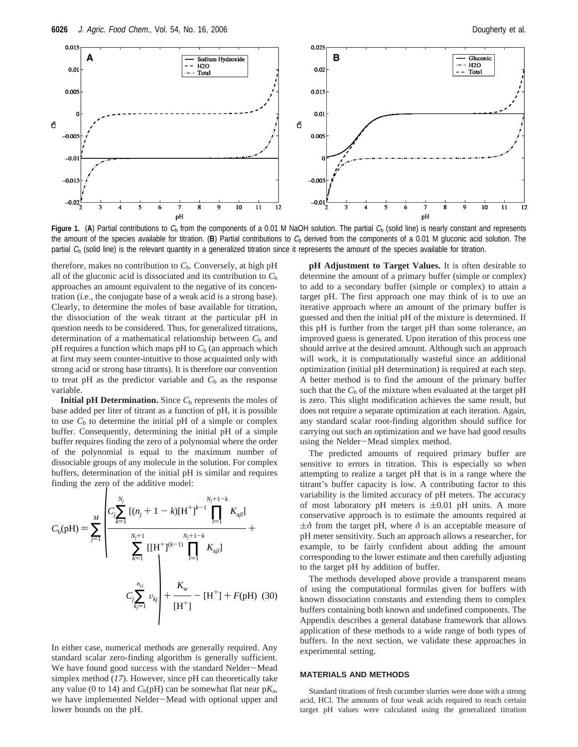A

B

0.015

0.01

0.005

0

−0.005

−0.01

−0.015

−0.02

Cb

pH

2 3 4 5 6 7 8 9 10 11 12

Sodium Hydroxide

H2O

Total

0.025

0.02

0.015

0.01

0.005

0

−0.005

−0.01

Cb

pH

2 3 4 5 6 7 8 9 10 11 12

Gluconic

H2O

Total

**Figure 1.** (**A**) Partial contributions to $C_b$ from the components of a 0.01 M NaOH solution. The partial $C_b$ (solid line) is nearly constant and represents the amount of the species available for titration. (**B**) Partial contributions to $C_b$ derived from the components of a 0.01 M gluconic acid solution. The partial $C_b$ (solid line) is the relevant quantity in a generalized titration since it represents the amount of the species available for titration.

therefore, makes no contribution to $C_b$. Conversely, at high pH all of the gluconic acid is dissociated and its contribution to $C_b$ approaches an amount equivalent to the negative of its concentration (i.e., the conjugate base of a weak acid is a strong base). Clearly, to determine the moles of base available for titration, the dissociation of the weak titrant at the particular pH in question needs to be considered. Thus, for generalized titrations, determination of a mathematical relationship between $C_b$ and pH requires a function which maps pH to $C_b$ (an approach which at first may seem counter-intuitive to those acquainted only with strong acid or strong base titrants). It is therefore our convention to treat pH as the predictor variable and $C_b$ as the response variable.

**Initial pH Determination.** Since $C_b$ represents the moles of base added per liter of titrant as a function of pH, it is possible to use $C_b$ to determine the initial pH of a simple or complex buffer. Consequently, determining the initial pH of a simple buffer requires finding the zero of a polynomial where the order of the polynomial is equal to the maximum number of dissociable groups of any molecule in the solution. For complex buffers, determination of the initial pH is similar and requires finding the zero of the additive model:

$$C_b(\text{pH}) = \sum_{j=1}^{M} \left( \frac{C_j \sum_{k=1}^{N_j} [(n_j + 1 - k)[\text{H}^+]^{k-1} \prod_{l=1}^{N_j+1-k} K_{ajl}]}{\sum_{k=1}^{N_j+1} [[\text{H}^+]^{(k-1)} \prod_{l=1}^{N_j+1-k} K_{ajl}]} + C_j \sum_{k_j=1}^{n_{cj}} v_{kj} \right) + \frac{K_w}{[\text{H}^+]} - [\text{H}^+] + F(\text{pH}) \quad (30)$$

In either case, numerical methods are generally required. Any standard scalar zero-finding algorithm is generally sufficient. We have found good success with the standard Nelder−Mead simplex method (*17*). However, since pH can theoretically take any value (0 to 14) and $C_b$(pH) can be somewhat flat near p$K_a$, we have implemented Nelder−Mead with optional upper and lower bounds on the pH.

**pH Adjustment to Target Values.** It is often desirable to determine the amount of a primary buffer (simple or complex) to add to a secondary buffer (simple or complex) to attain a target pH. The first approach one may think of is to use an iterative approach where an amount of the primary buffer is guessed and then the initial pH of the mixture is determined. If this pH is further from the target pH than some tolerance, an improved guess is generated. Upon iteration of this process one should arrive at the desired amount. Although such an approach will work, it is computationally wasteful since an additional optimization (initial pH determination) is required at each step. A better method is to find the amount of the primary buffer such that the $C_b$ of the mixture when evaluated at the target pH is zero. This slight modification achieves the same result, but does not require a separate optimization at each iteration. Again, any standard scalar root-finding algorithm should suffice for carrying out such an optimization and we have had good results using the Nelder−Mead simplex method.

The predicted amounts of required primary buffer are sensitive to errors in titration. This is especially so when attempting to realize a target pH that is in a range where the titrant's buffer capacity is low. A contributing factor to this variability is the limited accuracy of pH meters. The accuracy of most laboratory pH meters is ±0.01 pH units. A more conservative approach is to estimate the amounts required at $\pm\delta$ from the target pH, where $\delta$ is an acceptable measure of pH meter sensitivity. Such an approach allows a researcher, for example, to be fairly confident about adding the amount corresponding to the lower estimate and then carefully adjusting to the target pH by addition of buffer.

The methods developed above provide a transparent means of using the computational formulas given for buffers with known dissociation constants and extending them to complex buffers containing both known and undefined components. The Appendix describes a general database framework that allows application of these methods to a wide range of both types of buffers. In the next section, we validate these approaches in experimental setting.

## MATERIALS AND METHODS

Standard titrations of fresh cucumber slurries were done with a strong acid, HCl. The amounts of four weak acids required to reach certain target pH values were calculated using the generalized titration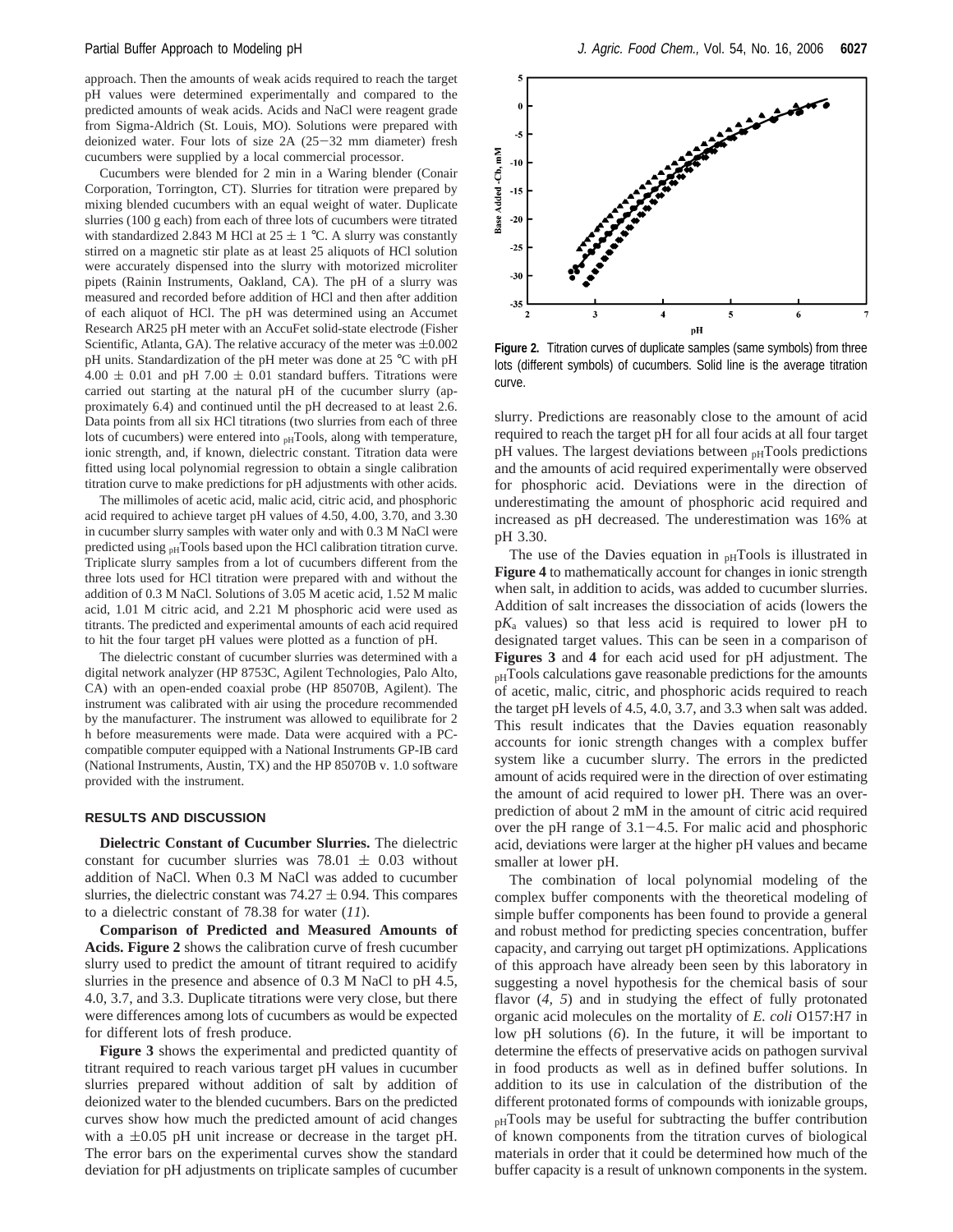approach. Then the amounts of weak acids required to reach the target pH values were determined experimentally and compared to the predicted amounts of weak acids. Acids and NaCl were reagent grade from Sigma-Aldrich (St. Louis, MO). Solutions were prepared with deionized water. Four lots of size 2A (25−32 mm diameter) fresh cucumbers were supplied by a local commercial processor.

Cucumbers were blended for 2 min in a Waring blender (Conair Corporation, Torrington, CT). Slurries for titration were prepared by mixing blended cucumbers with an equal weight of water. Duplicate slurries (100 g each) from each of three lots of cucumbers were titrated with standardized 2.843 M HCl at 25 ± 1 °C. A slurry was constantly stirred on a magnetic stir plate as at least 25 aliquots of HCl solution were accurately dispensed into the slurry with motorized microliter pipets (Rainin Instruments, Oakland, CA). The pH of a slurry was measured and recorded before addition of HCl and then after addition of each aliquot of HCl. The pH was determined using an Accumet Research AR25 pH meter with an AccuFet solid-state electrode (Fisher Scientific, Atlanta, GA). The relative accuracy of the meter was ±0.002 pH units. Standardization of the pH meter was done at 25 °C with pH 4.00 ± 0.01 and pH 7.00 ± 0.01 standard buffers. Titrations were carried out starting at the natural pH of the cucumber slurry (approximately 6.4) and continued until the pH decreased to at least 2.6. Data points from all six HCl titrations (two slurries from each of three lots of cucumbers) were entered into $_{pH}$Tools, along with temperature, ionic strength, and, if known, dielectric constant. Titration data were fitted using local polynomial regression to obtain a single calibration titration curve to make predictions for pH adjustments with other acids.

The millimoles of acetic acid, malic acid, citric acid, and phosphoric acid required to achieve target pH values of 4.50, 4.00, 3.70, and 3.30 in cucumber slurry samples with water only and with 0.3 M NaCl were predicted using $_{pH}$Tools based upon the HCl calibration titration curve. Triplicate slurry samples from a lot of cucumbers different from the three lots used for HCl titration were prepared with and without the addition of 0.3 M NaCl. Solutions of 3.05 M acetic acid, 1.52 M malic acid, 1.01 M citric acid, and 2.21 M phosphoric acid were used as titrants. The predicted and experimental amounts of each acid required to hit the four target pH values were plotted as a function of pH.

The dielectric constant of cucumber slurries was determined with a digital network analyzer (HP 8753C, Agilent Technologies, Palo Alto, CA) with an open-ended coaxial probe (HP 85070B, Agilent). The instrument was calibrated with air using the procedure recommended by the manufacturer. The instrument was allowed to equilibrate for 2 h before measurements were made. Data were acquired with a PC-compatible computer equipped with a National Instruments GP-IB card (National Instruments, Austin, TX) and the HP 85070B v. 1.0 software provided with the instrument.

## RESULTS AND DISCUSSION

**Dielectric Constant of Cucumber Slurries.** The dielectric constant for cucumber slurries was 78.01 ± 0.03 without addition of NaCl. When 0.3 M NaCl was added to cucumber slurries, the dielectric constant was 74.27 ± 0.94. This compares to a dielectric constant of 78.38 for water (*11*).

**Comparison of Predicted and Measured Amounts of Acids.** **Figure 2** shows the calibration curve of fresh cucumber slurry used to predict the amount of titrant required to acidify slurries in the presence and absence of 0.3 M NaCl to pH 4.5, 4.0, 3.7, and 3.3. Duplicate titrations were very close, but there were differences among lots of cucumbers as would be expected for different lots of fresh produce.

**Figure 2.** Titration curves of duplicate samples (same symbols) from three lots (different symbols) of cucumbers. Solid line is the average titration curve.

**Figure 3** shows the experimental and predicted quantity of titrant required to reach various target pH values in cucumber slurries prepared without addition of salt by addition of deionized water to the blended cucumbers. Bars on the predicted curves show how much the predicted amount of acid changes with a ±0.05 pH unit increase or decrease in the target pH. The error bars on the experimental curves show the standard deviation for pH adjustments on triplicate samples of cucumber slurry. Predictions are reasonably close to the amount of acid required to reach the target pH for all four acids at all four target pH values. The largest deviations between $_{pH}$Tools predictions and the amounts of acid required experimentally were observed for phosphoric acid. Deviations were in the direction of underestimating the amount of phosphoric acid required and increased as pH decreased. The underestimation was 16% at pH 3.30.

The use of the Davies equation in $_{pH}$Tools is illustrated in **Figure 4** to mathematically account for changes in ionic strength when salt, in addition to acids, was added to cucumber slurries. Addition of salt increases the dissociation of acids (lowers the p$K_a$ values) so that less acid is required to lower pH to designated target values. This can be seen in a comparison of **Figures 3** and **4** for each acid used for pH adjustment. The $_{pH}$Tools calculations gave reasonable predictions for the amounts of acetic, malic, citric, and phosphoric acids required to reach the target pH levels of 4.5, 4.0, 3.7, and 3.3 when salt was added. This result indicates that the Davies equation reasonably accounts for ionic strength changes with a complex buffer system like a cucumber slurry. The errors in the predicted amount of acids required were in the direction of over estimating the amount of acid required to lower pH. There was an over-prediction of about 2 mM in the amount of citric acid required over the pH range of 3.1−4.5. For malic acid and phosphoric acid, deviations were larger at the higher pH values and became smaller at lower pH.

The combination of local polynomial modeling of the complex buffer components with the theoretical modeling of simple buffer components has been found to provide a general and robust method for predicting species concentration, buffer capacity, and carrying out target pH optimizations. Applications of this approach have already been seen by this laboratory in suggesting a novel hypothesis for the chemical basis of sour flavor (*4, 5*) and in studying the effect of fully protonated organic acid molecules on the mortality of *E. coli* O157:H7 in low pH solutions (*6*). In the future, it will be important to determine the effects of preservative acids on pathogen survival in food products as well as in defined buffer solutions. In addition to its use in calculation of the distribution of the different protonated forms of compounds with ionizable groups, $_{pH}$Tools may be useful for subtracting the buffer contribution of known components from the titration curves of biological materials in order that it could be determined how much of the buffer capacity is a result of unknown components in the system.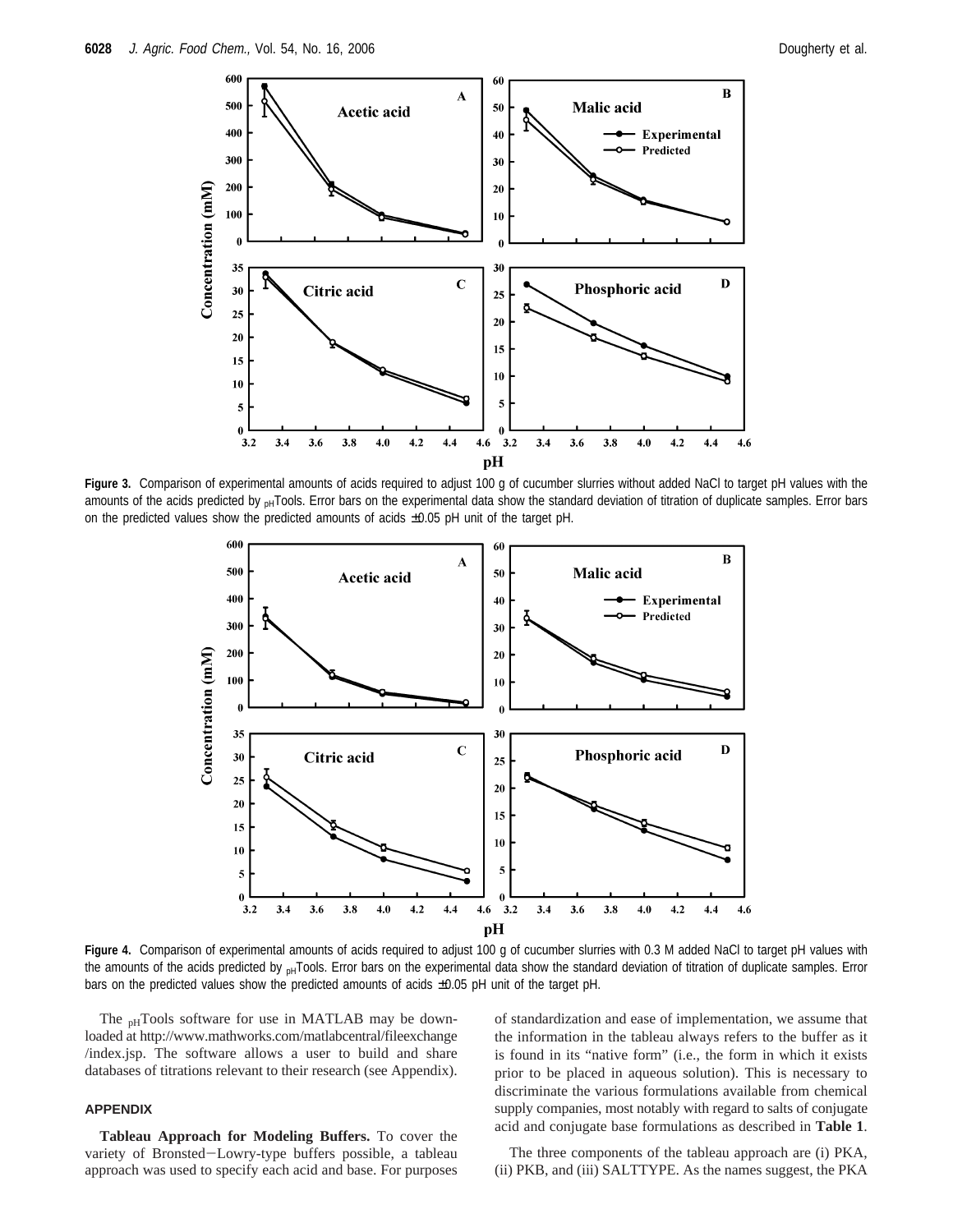**Figure 3.** Comparison of experimental amounts of acids required to adjust 100 g of cucumber slurries without added NaCl to target pH values with the amounts of the acids predicted by $_{pH}$Tools. Error bars on the experimental data show the standard deviation of titration of duplicate samples. Error bars on the predicted values show the predicted amounts of acids ±0.05 pH unit of the target pH.

**Figure 4.** Comparison of experimental amounts of acids required to adjust 100 g of cucumber slurries with 0.3 M added NaCl to target pH values with the amounts of the acids predicted by $_{pH}$Tools. Error bars on the experimental data show the standard deviation of titration of duplicate samples. Error bars on the predicted values show the predicted amounts of acids ±0.05 pH unit of the target pH.

The $_{pH}$Tools software for use in MATLAB may be downloaded at http://www.mathworks.com/matlabcentral/fileexchange/index.jsp. The software allows a user to build and share databases of titrations relevant to their research (see Appendix).

## APPENDIX

**Tableau Approach for Modeling Buffers.** To cover the variety of Bronsted−Lowry-type buffers possible, a tableau approach was used to specify each acid and base. For purposes of standardization and ease of implementation, we assume that the information in the tableau always refers to the buffer as it is found in its "native form" (i.e., the form in which it exists prior to be placed in aqueous solution). This is necessary to discriminate the various formulations available from chemical supply companies, most notably with regard to salts of conjugate acid and conjugate base formulations as described in **Table 1**.

The three components of the tableau approach are (i) PKA, (ii) PKB, and (iii) SALTTYPE. As the names suggest, the PKA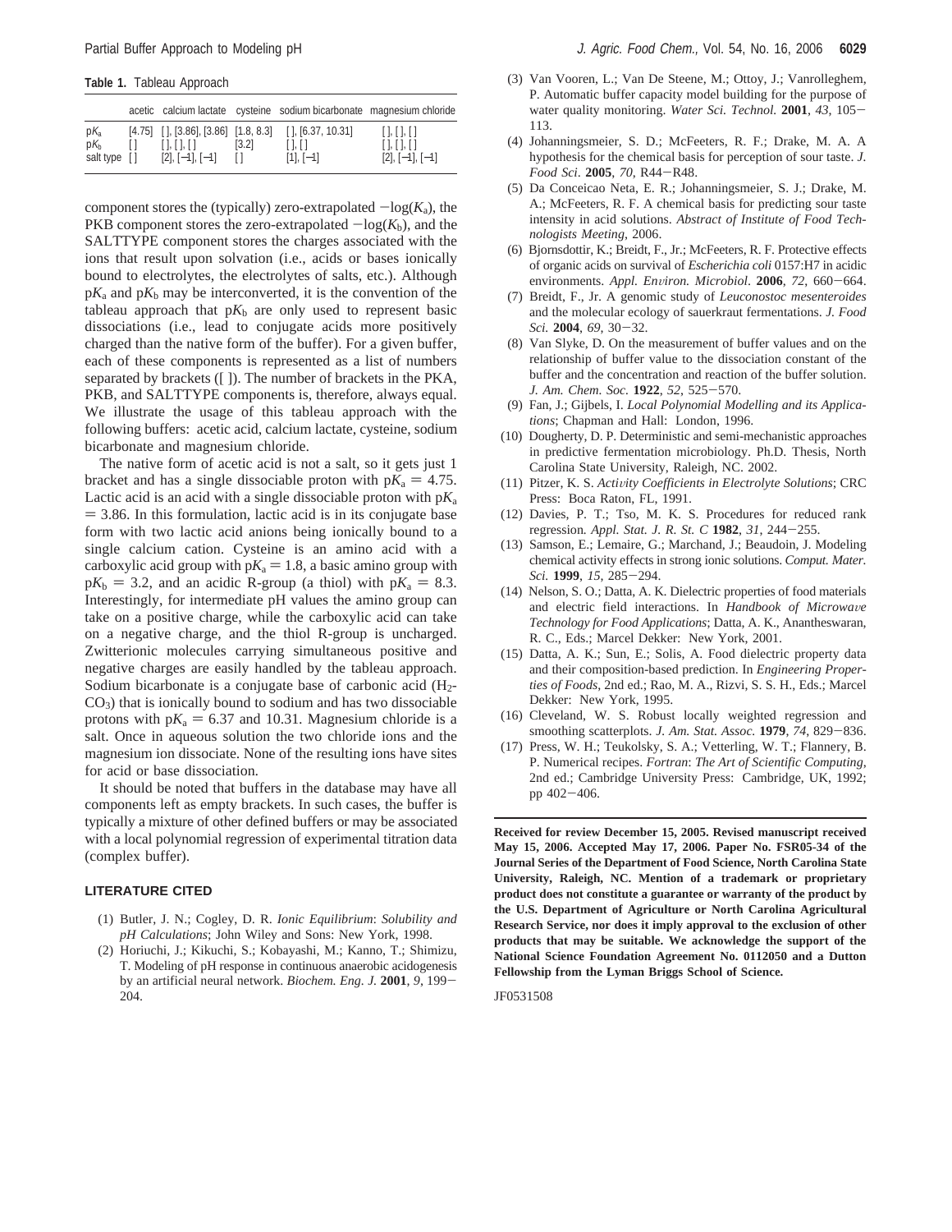**Table 1.** Tableau Approach

| | acetic | calcium lactate | cysteine | sodium bicarbonate | magnesium chloride |
|---|---|---|---|---|---|
| p$K_a$ | [4.75] | [ ], [3.86], [3.86] | [1.8, 8.3] | [ ], [6.37, 10.31] | [ ], [ ], [ ] |
| p$K_b$ | [ ] | [ ], [ ], [ ] | [3.2] | [ ], [ ] | [ ], [ ], [ ] |
| salt type | [ ] | [2], [−1], [−1] | [ ] | [1], [−1] | [2], [−1], [−1] |

component stores the (typically) zero-extrapolated $-\log(K_a)$, the PKB component stores the zero-extrapolated $-\log(K_b)$, and the SALTTYPE component stores the charges associated with the ions that result upon solvation (i.e., acids or bases ionically bound to electrolytes, the electrolytes of salts, etc.). Although p$K_a$ and p$K_b$ may be interconverted, it is the convention of the tableau approach that p$K_b$ are only used to represent basic dissociations (i.e., lead to conjugate acids more positively charged than the native form of the buffer). For a given buffer, each of these components is represented as a list of numbers separated by brackets ([ ]). The number of brackets in the PKA, PKB, and SALTTYPE components is, therefore, always equal. We illustrate the usage of this tableau approach with the following buffers: acetic acid, calcium lactate, cysteine, sodium bicarbonate and magnesium chloride.

The native form of acetic acid is not a salt, so it gets just 1 bracket and has a single dissociable proton with p$K_a$ = 4.75. Lactic acid is an acid with a single dissociable proton with p$K_a$ = 3.86. In this formulation, lactic acid is in its conjugate base form with two lactic acid anions being ionically bound to a single calcium cation. Cysteine is an amino acid with a carboxylic acid group with p$K_a$ = 1.8, a basic amino group with p$K_b$ = 3.2, and an acidic R-group (a thiol) with p$K_a$ = 8.3. Interestingly, for intermediate pH values the amino group can take on a positive charge, while the carboxylic acid can take on a negative charge, and the thiol R-group is uncharged. Zwitterionic molecules carrying simultaneous positive and negative charges are easily handled by the tableau approach. Sodium bicarbonate is a conjugate base of carbonic acid ($H_2CO_3$) that is ionically bound to sodium and has two dissociable protons with p$K_a$ = 6.37 and 10.31. Magnesium chloride is a salt. Once in aqueous solution the two chloride ions and the magnesium ion dissociate. None of the resulting ions have sites for acid or base dissociation.

It should be noted that buffers in the database may have all components left as empty brackets. In such cases, the buffer is typically a mixture of other defined buffers or may be associated with a local polynomial regression of experimental titration data (complex buffer).

## LITERATURE CITED

(1) Butler, J. N.; Cogley, D. R. *Ionic Equilibrium*: *Solubility and pH Calculations*; John Wiley and Sons: New York, 1998.

(2) Horiuchi, J.; Kikuchi, S.; Kobayashi, M.; Kanno, T.; Shimizu, T. Modeling of pH response in continuous anaerobic acidogenesis by an artificial neural network. *Biochem. Eng. J.* **2001**, *9*, 199−204.

(3) Van Vooren, L.; Van De Steene, M.; Ottoy, J.; Vanrolleghem, P. Automatic buffer capacity model building for the purpose of water quality monitoring. *Water Sci. Technol.* **2001**, *43*, 105−113.

(4) Johanningsmeier, S. D.; McFeeters, R. F.; Drake, M. A. A hypothesis for the chemical basis for perception of sour taste. *J. Food Sci.* **2005**, *70*, R44−R48.

(5) Da Conceicao Neta, E. R.; Johanningsmeier, S. J.; Drake, M. A.; McFeeters, R. F. A chemical basis for predicting sour taste intensity in acid solutions. *Abstract of Institute of Food Technologists Meeting*, 2006.

(6) Bjornsdottir, K.; Breidt, F., Jr.; McFeeters, R. F. Protective effects of organic acids on survival of *Escherichia coli* 0157:H7 in acidic environments. *Appl. Environ. Microbiol.* **2006**, *72*, 660−664.

(7) Breidt, F., Jr. A genomic study of *Leuconostoc mesenteroides* and the molecular ecology of sauerkraut fermentations. *J. Food Sci.* **2004**, *69*, 30−32.

(8) Van Slyke, D. On the measurement of buffer values and on the relationship of buffer value to the dissociation constant of the buffer and the concentration and reaction of the buffer solution. *J. Am. Chem. Soc.* **1922**, *52*, 525−570.

(9) Fan, J.; Gijbels, I. *Local Polynomial Modelling and its Applications*; Chapman and Hall: London, 1996.

(10) Dougherty, D. P. Deterministic and semi-mechanistic approaches in predictive fermentation microbiology. Ph.D. Thesis, North Carolina State University, Raleigh, NC. 2002.

(11) Pitzer, K. S. *Activity Coefficients in Electrolyte Solutions*; CRC Press: Boca Raton, FL, 1991.

(12) Davies, P. T.; Tso, M. K. S. Procedures for reduced rank regression. *Appl. Stat. J. R. St. C* **1982**, *31*, 244−255.

(13) Samson, E.; Lemaire, G.; Marchand, J.; Beaudoin, J. Modeling chemical activity effects in strong ionic solutions. *Comput. Mater. Sci.* **1999**, *15*, 285−294.

(14) Nelson, S. O.; Datta, A. K. Dielectric properties of food materials and electric field interactions. In *Handbook of Microwave Technology for Food Applications*; Datta, A. K., Anantheswaran, R. C., Eds.; Marcel Dekker: New York, 2001.

(15) Datta, A. K.; Sun, E.; Solis, A. Food dielectric property data and their composition-based prediction. In *Engineering Properties of Foods*, 2nd ed.; Rao, M. A., Rizvi, S. S. H., Eds.; Marcel Dekker: New York, 1995.

(16) Cleveland, W. S. Robust locally weighted regression and smoothing scatterplots. *J. Am. Stat. Assoc.* **1979**, *74*, 829−836.

(17) Press, W. H.; Teukolsky, S. A.; Vetterling, W. T.; Flannery, B. P. Numerical recipes. *Fortran*: *The Art of Scientific Computing*, 2nd ed.; Cambridge University Press: Cambridge, UK, 1992; pp 402−406.

**Received for review December 15, 2005. Revised manuscript received May 15, 2006. Accepted May 17, 2006. Paper No. FSR05-34 of the Journal Series of the Department of Food Science, North Carolina State University, Raleigh, NC. Mention of a trademark or proprietary product does not constitute a guarantee or warranty of the product by the U.S. Department of Agriculture or North Carolina Agricultural Research Service, nor does it imply approval to the exclusion of other products that may be suitable. We acknowledge the support of the National Science Foundation Agreement No. 0112050 and a Dutton Fellowship from the Lyman Briggs School of Science.**

JF0531508